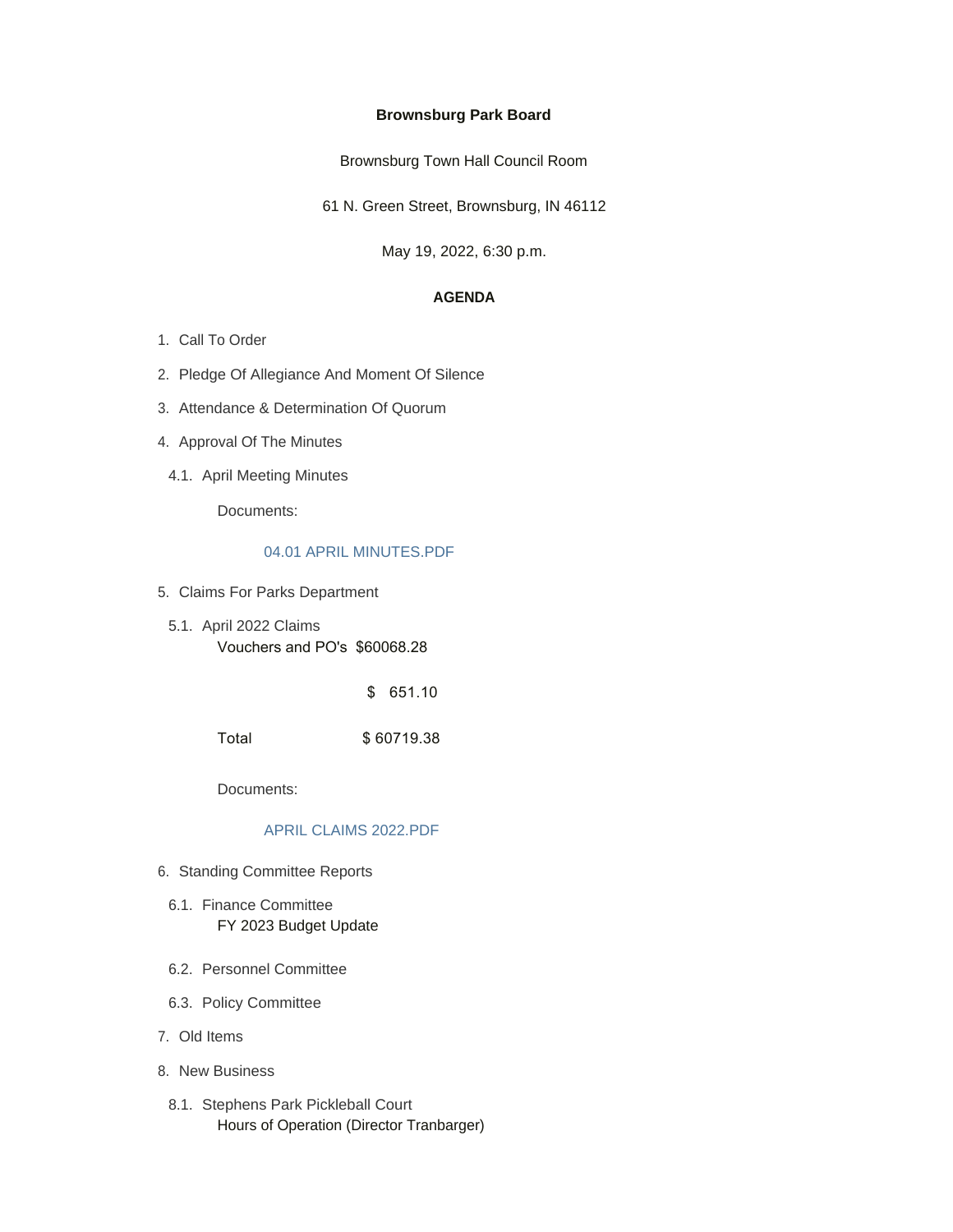**Brownsburg Park Board**

Brownsburg Town Hall Council Room

61 N. Green Street, Brownsburg, IN 46112

May 19, 2022, 6:30 p.m.

**AGENDA**

1. Call To Order
2. Pledge Of Allegiance And Moment Of Silence
3. Attendance & Determination Of Quorum
4. Approval Of The Minutes

   4.1. April Meeting Minutes

   Documents:

   04.01 APRIL MINUTES.PDF

5. Claims For Parks Department

   5.1. April 2022 Claims

   Vouchers and PO's $60068.28

   $ 651.10

   Total $ 60719.38

   Documents:

   APRIL CLAIMS 2022.PDF

6. Standing Committee Reports

   6.1. Finance Committee

   FY 2023 Budget Update

   6.2. Personnel Committee

   6.3. Policy Committee

7. Old Items
8. New Business

   8.1. Stephens Park Pickleball Court

   Hours of Operation (Director Tranbarger)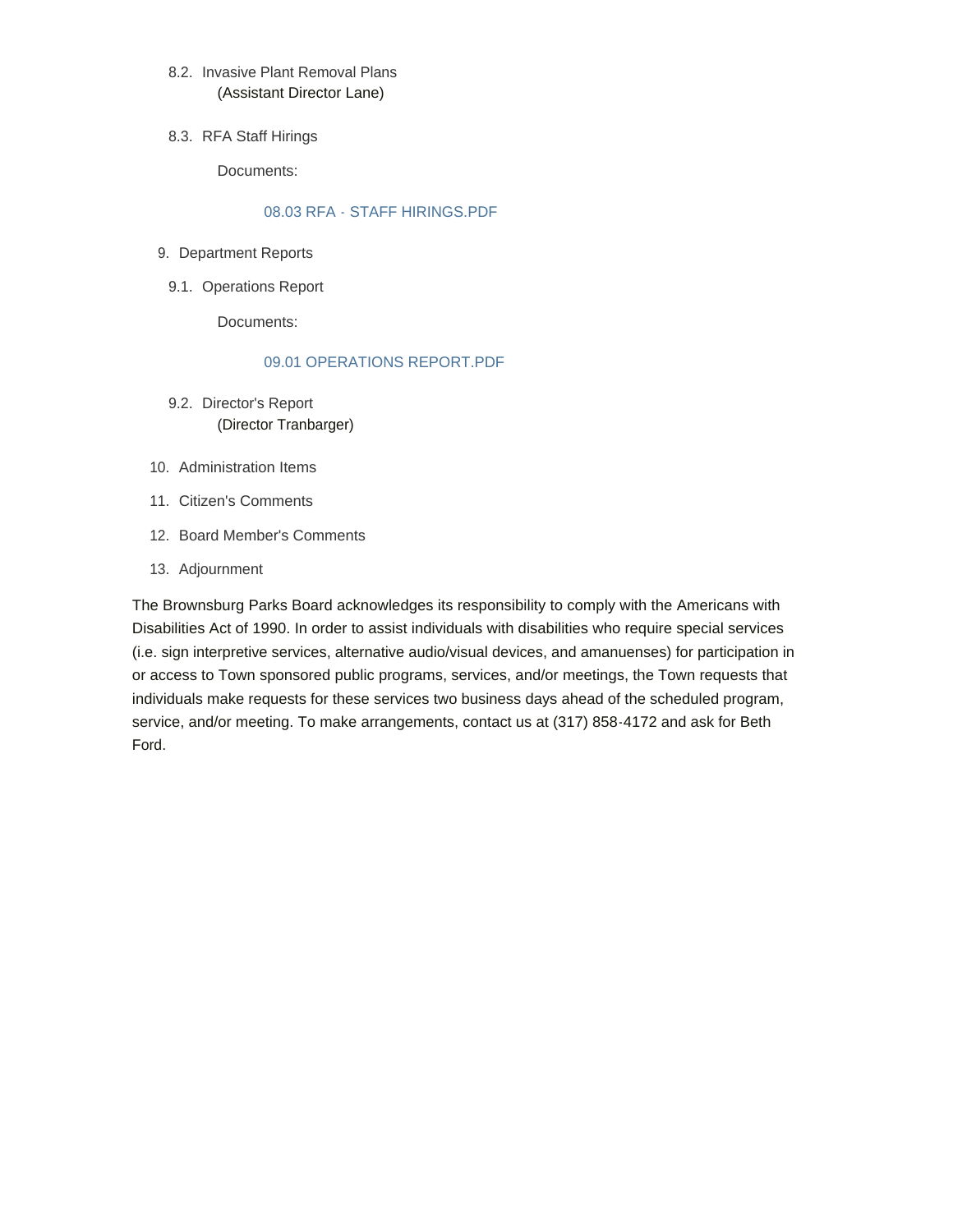8.2. Invasive Plant Removal Plans
(Assistant Director Lane)

8.3. RFA Staff Hirings

Documents:

08.03 RFA - STAFF HIRINGS.PDF

9. Department Reports

9.1. Operations Report

Documents:

09.01 OPERATIONS REPORT.PDF

9.2. Director's Report
(Director Tranbarger)

10. Administration Items

11. Citizen's Comments

12. Board Member's Comments

13. Adjournment

The Brownsburg Parks Board acknowledges its responsibility to comply with the Americans with Disabilities Act of 1990. In order to assist individuals with disabilities who require special services (i.e. sign interpretive services, alternative audio/visual devices, and amanuenses) for participation in or access to Town sponsored public programs, services, and/or meetings, the Town requests that individuals make requests for these services two business days ahead of the scheduled program, service, and/or meeting. To make arrangements, contact us at (317) 858-4172 and ask for Beth Ford.